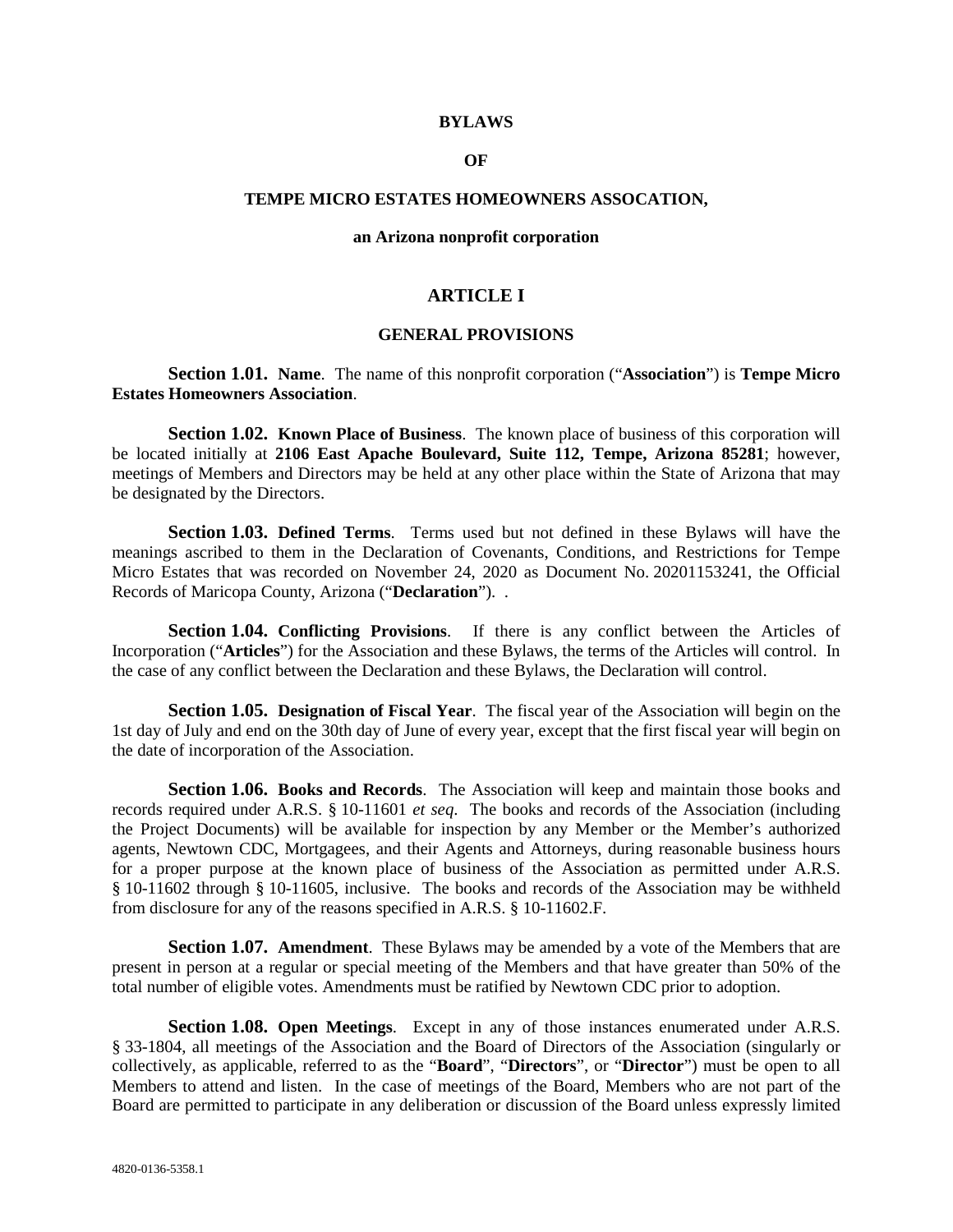# BYLAWS

# OF

# TEMPE MICRO ESTATES HOMEOWNERS ASSOCATION,

**an Arizona nonprofit corporation**

## ARTICLE I

## GENERAL PROVISIONS

**Section 1.01. Name**. The name of this nonprofit corporation ("**Association**") is **Tempe Micro Estates Homeowners Association**.

**Section 1.02. Known Place of Business**. The known place of business of this corporation will be located initially at **2106 East Apache Boulevard, Suite 112, Tempe, Arizona 85281**; however, meetings of Members and Directors may be held at any other place within the State of Arizona that may be designated by the Directors.

**Section 1.03. Defined Terms**. Terms used but not defined in these Bylaws will have the meanings ascribed to them in the Declaration of Covenants, Conditions, and Restrictions for Tempe Micro Estates that was recorded on November 24, 2020 as Document No. 20201153241, the Official Records of Maricopa County, Arizona ("**Declaration**"). .

**Section 1.04. Conflicting Provisions**. If there is any conflict between the Articles of Incorporation ("**Articles**") for the Association and these Bylaws, the terms of the Articles will control. In the case of any conflict between the Declaration and these Bylaws, the Declaration will control.

**Section 1.05. Designation of Fiscal Year**. The fiscal year of the Association will begin on the 1st day of July and end on the 30th day of June of every year, except that the first fiscal year will begin on the date of incorporation of the Association.

**Section 1.06. Books and Records**. The Association will keep and maintain those books and records required under A.R.S. § 10-11601 *et seq*. The books and records of the Association (including the Project Documents) will be available for inspection by any Member or the Member's authorized agents, Newtown CDC, Mortgagees, and their Agents and Attorneys, during reasonable business hours for a proper purpose at the known place of business of the Association as permitted under A.R.S. § 10-11602 through § 10-11605, inclusive. The books and records of the Association may be withheld from disclosure for any of the reasons specified in A.R.S. § 10-11602.F.

**Section 1.07. Amendment**. These Bylaws may be amended by a vote of the Members that are present in person at a regular or special meeting of the Members and that have greater than 50% of the total number of eligible votes. Amendments must be ratified by Newtown CDC prior to adoption.

**Section 1.08. Open Meetings**. Except in any of those instances enumerated under A.R.S. § 33-1804, all meetings of the Association and the Board of Directors of the Association (singularly or collectively, as applicable, referred to as the "**Board**", "**Directors**", or "**Director**") must be open to all Members to attend and listen. In the case of meetings of the Board, Members who are not part of the Board are permitted to participate in any deliberation or discussion of the Board unless expressly limited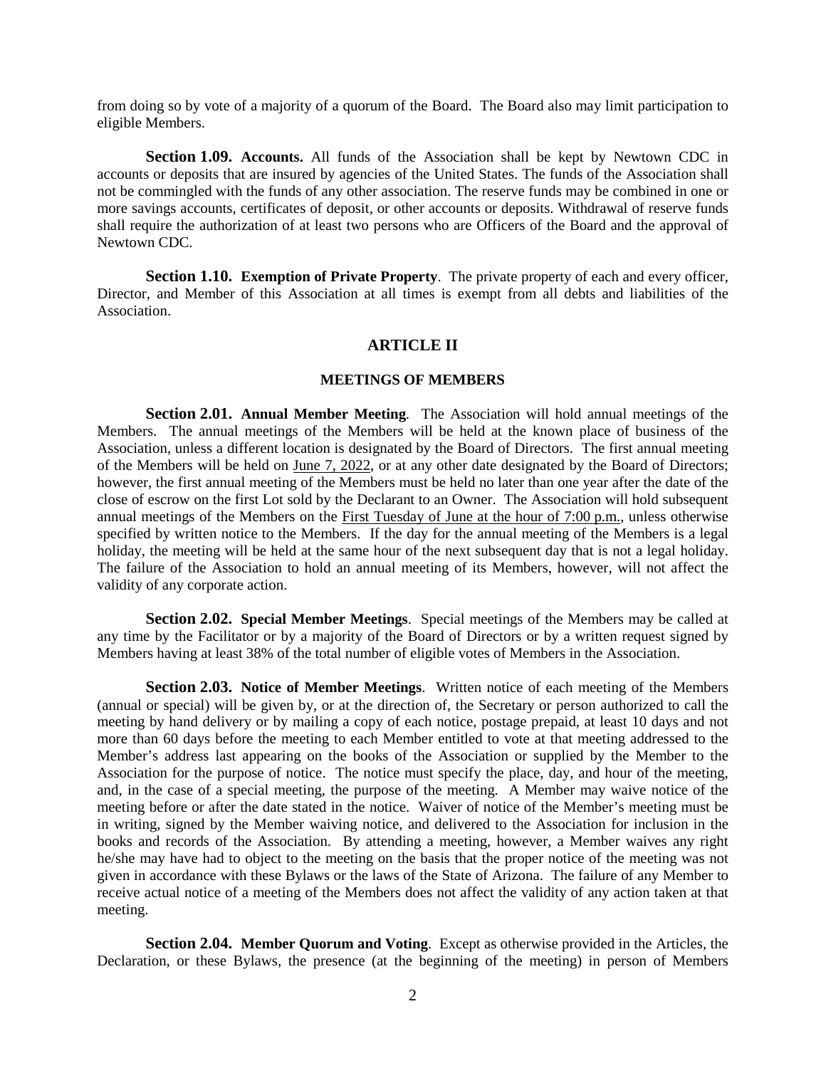from doing so by vote of a majority of a quorum of the Board. The Board also may limit participation to eligible Members.

**Section 1.09. Accounts.** All funds of the Association shall be kept by Newtown CDC in accounts or deposits that are insured by agencies of the United States. The funds of the Association shall not be commingled with the funds of any other association. The reserve funds may be combined in one or more savings accounts, certificates of deposit, or other accounts or deposits. Withdrawal of reserve funds shall require the authorization of at least two persons who are Officers of the Board and the approval of Newtown CDC.

**Section 1.10. Exemption of Private Property**. The private property of each and every officer, Director, and Member of this Association at all times is exempt from all debts and liabilities of the Association.

## ARTICLE II

### MEETINGS OF MEMBERS

**Section 2.01. Annual Member Meeting**. The Association will hold annual meetings of the Members. The annual meetings of the Members will be held at the known place of business of the Association, unless a different location is designated by the Board of Directors. The first annual meeting of the Members will be held on June 7, 2022, or at any other date designated by the Board of Directors; however, the first annual meeting of the Members must be held no later than one year after the date of the close of escrow on the first Lot sold by the Declarant to an Owner. The Association will hold subsequent annual meetings of the Members on the First Tuesday of June at the hour of 7:00 p.m., unless otherwise specified by written notice to the Members. If the day for the annual meeting of the Members is a legal holiday, the meeting will be held at the same hour of the next subsequent day that is not a legal holiday. The failure of the Association to hold an annual meeting of its Members, however, will not affect the validity of any corporate action.

**Section 2.02. Special Member Meetings**. Special meetings of the Members may be called at any time by the Facilitator or by a majority of the Board of Directors or by a written request signed by Members having at least 38% of the total number of eligible votes of Members in the Association.

**Section 2.03. Notice of Member Meetings**. Written notice of each meeting of the Members (annual or special) will be given by, or at the direction of, the Secretary or person authorized to call the meeting by hand delivery or by mailing a copy of each notice, postage prepaid, at least 10 days and not more than 60 days before the meeting to each Member entitled to vote at that meeting addressed to the Member's address last appearing on the books of the Association or supplied by the Member to the Association for the purpose of notice. The notice must specify the place, day, and hour of the meeting, and, in the case of a special meeting, the purpose of the meeting. A Member may waive notice of the meeting before or after the date stated in the notice. Waiver of notice of the Member's meeting must be in writing, signed by the Member waiving notice, and delivered to the Association for inclusion in the books and records of the Association. By attending a meeting, however, a Member waives any right he/she may have had to object to the meeting on the basis that the proper notice of the meeting was not given in accordance with these Bylaws or the laws of the State of Arizona. The failure of any Member to receive actual notice of a meeting of the Members does not affect the validity of any action taken at that meeting.

**Section 2.04. Member Quorum and Voting**. Except as otherwise provided in the Articles, the Declaration, or these Bylaws, the presence (at the beginning of the meeting) in person of Members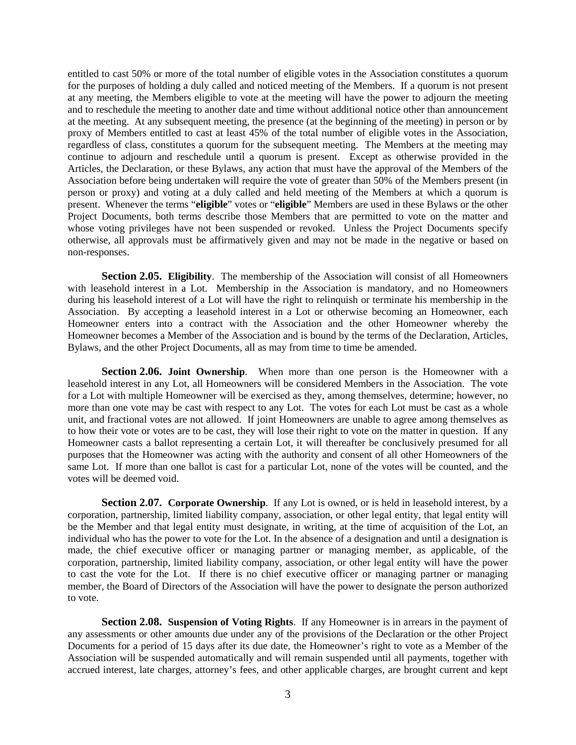entitled to cast 50% or more of the total number of eligible votes in the Association constitutes a quorum for the purposes of holding a duly called and noticed meeting of the Members. If a quorum is not present at any meeting, the Members eligible to vote at the meeting will have the power to adjourn the meeting and to reschedule the meeting to another date and time without additional notice other than announcement at the meeting. At any subsequent meeting, the presence (at the beginning of the meeting) in person or by proxy of Members entitled to cast at least 45% of the total number of eligible votes in the Association, regardless of class, constitutes a quorum for the subsequent meeting. The Members at the meeting may continue to adjourn and reschedule until a quorum is present. Except as otherwise provided in the Articles, the Declaration, or these Bylaws, any action that must have the approval of the Members of the Association before being undertaken will require the vote of greater than 50% of the Members present (in person or proxy) and voting at a duly called and held meeting of the Members at which a quorum is present. Whenever the terms "**eligible**" votes or "**eligible**" Members are used in these Bylaws or the other Project Documents, both terms describe those Members that are permitted to vote on the matter and whose voting privileges have not been suspended or revoked. Unless the Project Documents specify otherwise, all approvals must be affirmatively given and may not be made in the negative or based on non-responses.

**Section 2.05. Eligibility**. The membership of the Association will consist of all Homeowners with leasehold interest in a Lot. Membership in the Association is mandatory, and no Homeowners during his leasehold interest of a Lot will have the right to relinquish or terminate his membership in the Association. By accepting a leasehold interest in a Lot or otherwise becoming an Homeowner, each Homeowner enters into a contract with the Association and the other Homeowner whereby the Homeowner becomes a Member of the Association and is bound by the terms of the Declaration, Articles, Bylaws, and the other Project Documents, all as may from time to time be amended.

**Section 2.06. Joint Ownership**. When more than one person is the Homeowner with a leasehold interest in any Lot, all Homeowners will be considered Members in the Association. The vote for a Lot with multiple Homeowner will be exercised as they, among themselves, determine; however, no more than one vote may be cast with respect to any Lot. The votes for each Lot must be cast as a whole unit, and fractional votes are not allowed. If joint Homeowners are unable to agree among themselves as to how their vote or votes are to be cast, they will lose their right to vote on the matter in question. If any Homeowner casts a ballot representing a certain Lot, it will thereafter be conclusively presumed for all purposes that the Homeowner was acting with the authority and consent of all other Homeowners of the same Lot. If more than one ballot is cast for a particular Lot, none of the votes will be counted, and the votes will be deemed void.

**Section 2.07. Corporate Ownership**. If any Lot is owned, or is held in leasehold interest, by a corporation, partnership, limited liability company, association, or other legal entity, that legal entity will be the Member and that legal entity must designate, in writing, at the time of acquisition of the Lot, an individual who has the power to vote for the Lot. In the absence of a designation and until a designation is made, the chief executive officer or managing partner or managing member, as applicable, of the corporation, partnership, limited liability company, association, or other legal entity will have the power to cast the vote for the Lot. If there is no chief executive officer or managing partner or managing member, the Board of Directors of the Association will have the power to designate the person authorized to vote.

**Section 2.08. Suspension of Voting Rights**. If any Homeowner is in arrears in the payment of any assessments or other amounts due under any of the provisions of the Declaration or the other Project Documents for a period of 15 days after its due date, the Homeowner's right to vote as a Member of the Association will be suspended automatically and will remain suspended until all payments, together with accrued interest, late charges, attorney's fees, and other applicable charges, are brought current and kept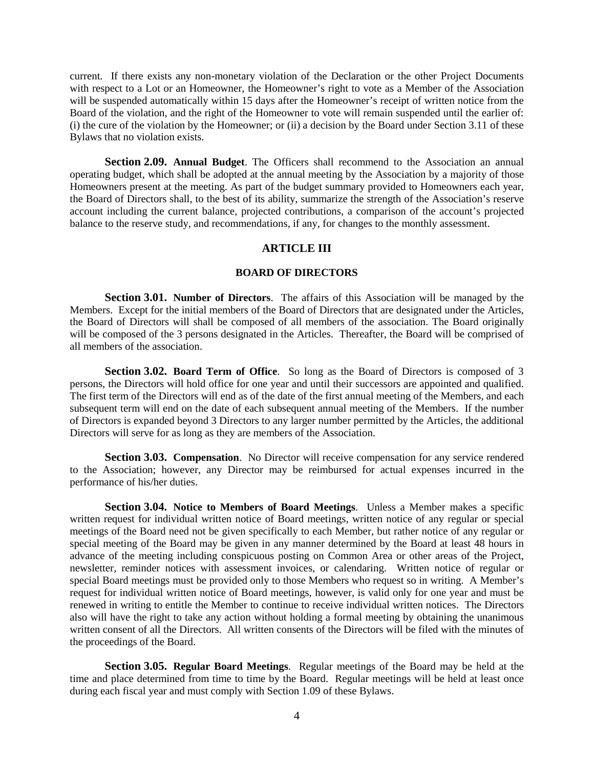current. If there exists any non-monetary violation of the Declaration or the other Project Documents with respect to a Lot or an Homeowner, the Homeowner's right to vote as a Member of the Association will be suspended automatically within 15 days after the Homeowner's receipt of written notice from the Board of the violation, and the right of the Homeowner to vote will remain suspended until the earlier of: (i) the cure of the violation by the Homeowner; or (ii) a decision by the Board under Section 3.11 of these Bylaws that no violation exists.

**Section 2.09. Annual Budget**. The Officers shall recommend to the Association an annual operating budget, which shall be adopted at the annual meeting by the Association by a majority of those Homeowners present at the meeting. As part of the budget summary provided to Homeowners each year, the Board of Directors shall, to the best of its ability, summarize the strength of the Association's reserve account including the current balance, projected contributions, a comparison of the account's projected balance to the reserve study, and recommendations, if any, for changes to the monthly assessment.

## ARTICLE III

## BOARD OF DIRECTORS

**Section 3.01. Number of Directors**. The affairs of this Association will be managed by the Members. Except for the initial members of the Board of Directors that are designated under the Articles, the Board of Directors will shall be composed of all members of the association. The Board originally will be composed of the 3 persons designated in the Articles. Thereafter, the Board will be comprised of all members of the association.

**Section 3.02. Board Term of Office**. So long as the Board of Directors is composed of 3 persons, the Directors will hold office for one year and until their successors are appointed and qualified. The first term of the Directors will end as of the date of the first annual meeting of the Members, and each subsequent term will end on the date of each subsequent annual meeting of the Members. If the number of Directors is expanded beyond 3 Directors to any larger number permitted by the Articles, the additional Directors will serve for as long as they are members of the Association.

**Section 3.03. Compensation**. No Director will receive compensation for any service rendered to the Association; however, any Director may be reimbursed for actual expenses incurred in the performance of his/her duties.

**Section 3.04. Notice to Members of Board Meetings**. Unless a Member makes a specific written request for individual written notice of Board meetings, written notice of any regular or special meetings of the Board need not be given specifically to each Member, but rather notice of any regular or special meeting of the Board may be given in any manner determined by the Board at least 48 hours in advance of the meeting including conspicuous posting on Common Area or other areas of the Project, newsletter, reminder notices with assessment invoices, or calendaring. Written notice of regular or special Board meetings must be provided only to those Members who request so in writing. A Member's request for individual written notice of Board meetings, however, is valid only for one year and must be renewed in writing to entitle the Member to continue to receive individual written notices. The Directors also will have the right to take any action without holding a formal meeting by obtaining the unanimous written consent of all the Directors. All written consents of the Directors will be filed with the minutes of the proceedings of the Board.

**Section 3.05. Regular Board Meetings**. Regular meetings of the Board may be held at the time and place determined from time to time by the Board. Regular meetings will be held at least once during each fiscal year and must comply with Section 1.09 of these Bylaws.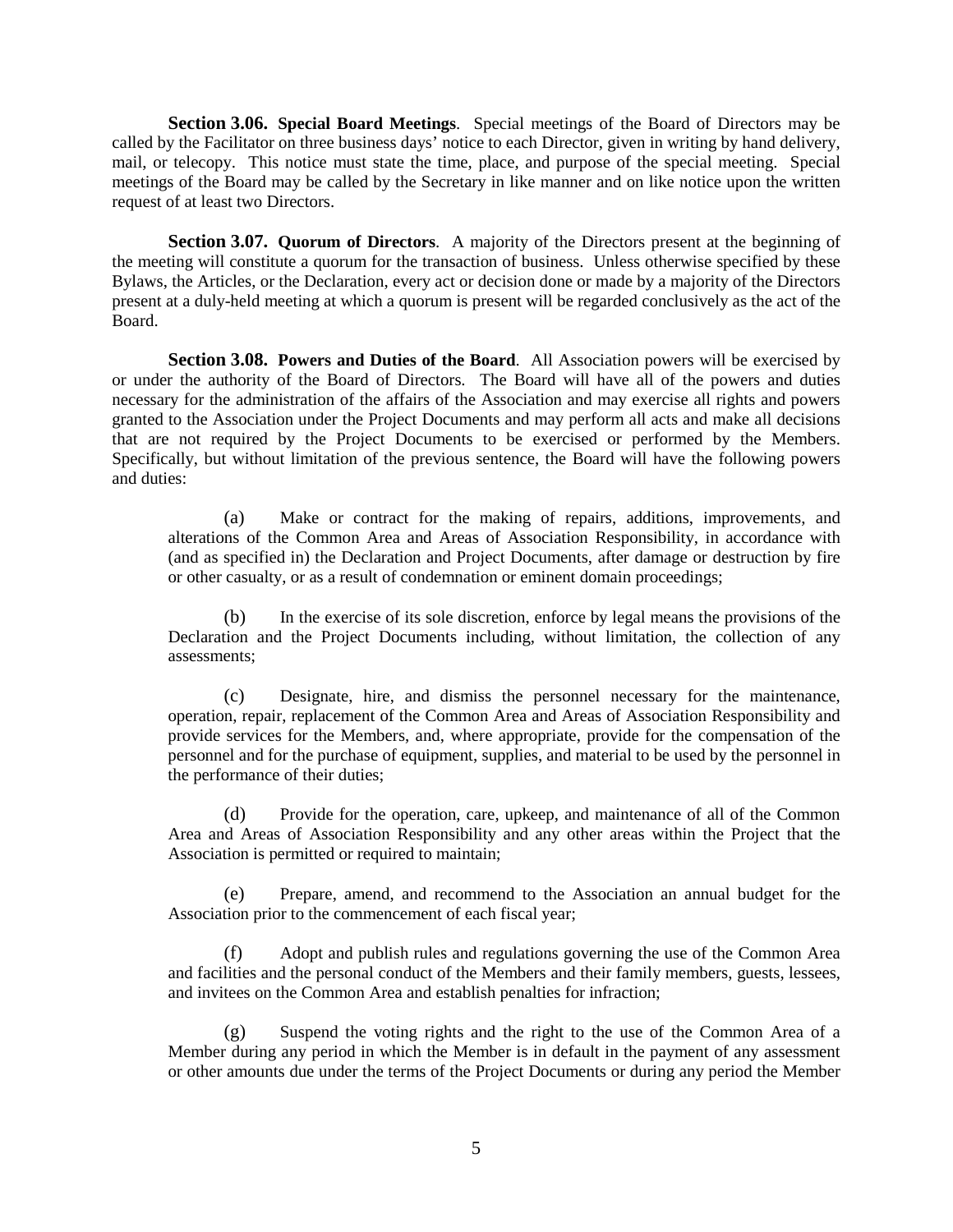**Section 3.06. Special Board Meetings**. Special meetings of the Board of Directors may be called by the Facilitator on three business days' notice to each Director, given in writing by hand delivery, mail, or telecopy. This notice must state the time, place, and purpose of the special meeting. Special meetings of the Board may be called by the Secretary in like manner and on like notice upon the written request of at least two Directors.

**Section 3.07. Quorum of Directors**. A majority of the Directors present at the beginning of the meeting will constitute a quorum for the transaction of business. Unless otherwise specified by these Bylaws, the Articles, or the Declaration, every act or decision done or made by a majority of the Directors present at a duly-held meeting at which a quorum is present will be regarded conclusively as the act of the Board.

**Section 3.08. Powers and Duties of the Board**. All Association powers will be exercised by or under the authority of the Board of Directors. The Board will have all of the powers and duties necessary for the administration of the affairs of the Association and may exercise all rights and powers granted to the Association under the Project Documents and may perform all acts and make all decisions that are not required by the Project Documents to be exercised or performed by the Members. Specifically, but without limitation of the previous sentence, the Board will have the following powers and duties:

(a) Make or contract for the making of repairs, additions, improvements, and alterations of the Common Area and Areas of Association Responsibility, in accordance with (and as specified in) the Declaration and Project Documents, after damage or destruction by fire or other casualty, or as a result of condemnation or eminent domain proceedings;

(b) In the exercise of its sole discretion, enforce by legal means the provisions of the Declaration and the Project Documents including, without limitation, the collection of any assessments;

(c) Designate, hire, and dismiss the personnel necessary for the maintenance, operation, repair, replacement of the Common Area and Areas of Association Responsibility and provide services for the Members, and, where appropriate, provide for the compensation of the personnel and for the purchase of equipment, supplies, and material to be used by the personnel in the performance of their duties;

(d) Provide for the operation, care, upkeep, and maintenance of all of the Common Area and Areas of Association Responsibility and any other areas within the Project that the Association is permitted or required to maintain;

(e) Prepare, amend, and recommend to the Association an annual budget for the Association prior to the commencement of each fiscal year;

(f) Adopt and publish rules and regulations governing the use of the Common Area and facilities and the personal conduct of the Members and their family members, guests, lessees, and invitees on the Common Area and establish penalties for infraction;

(g) Suspend the voting rights and the right to the use of the Common Area of a Member during any period in which the Member is in default in the payment of any assessment or other amounts due under the terms of the Project Documents or during any period the Member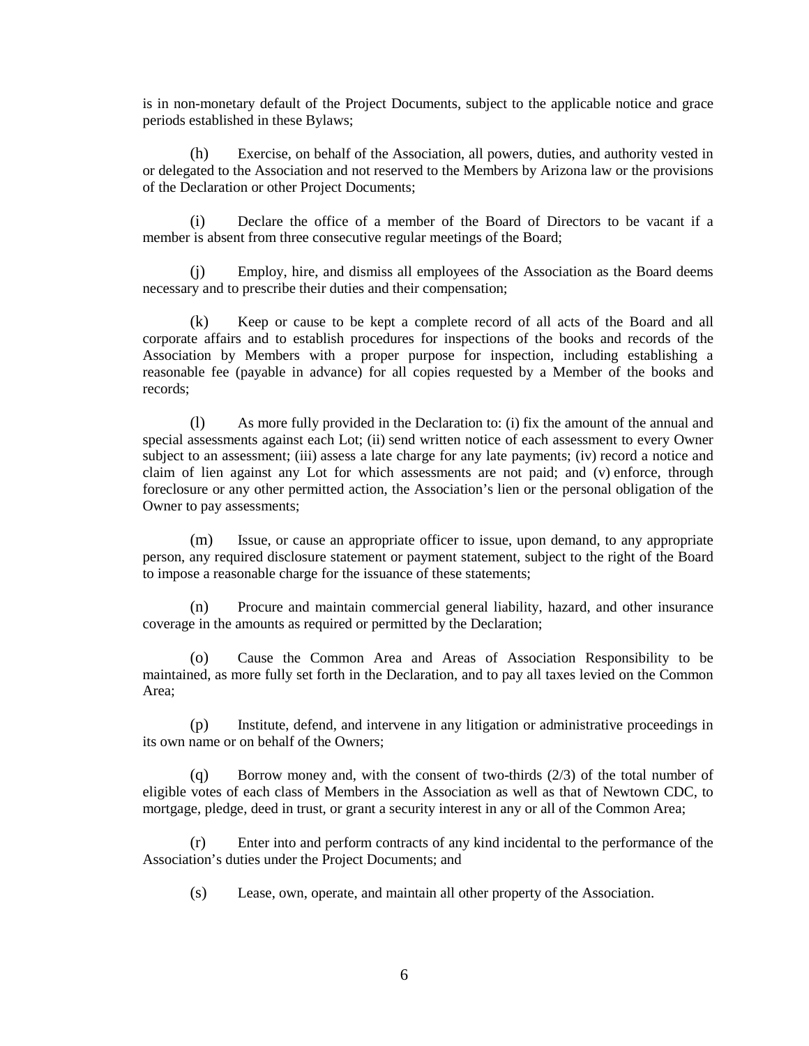is in non-monetary default of the Project Documents, subject to the applicable notice and grace periods established in these Bylaws;

(h) Exercise, on behalf of the Association, all powers, duties, and authority vested in or delegated to the Association and not reserved to the Members by Arizona law or the provisions of the Declaration or other Project Documents;

(i) Declare the office of a member of the Board of Directors to be vacant if a member is absent from three consecutive regular meetings of the Board;

(j) Employ, hire, and dismiss all employees of the Association as the Board deems necessary and to prescribe their duties and their compensation;

(k) Keep or cause to be kept a complete record of all acts of the Board and all corporate affairs and to establish procedures for inspections of the books and records of the Association by Members with a proper purpose for inspection, including establishing a reasonable fee (payable in advance) for all copies requested by a Member of the books and records;

(l) As more fully provided in the Declaration to: (i) fix the amount of the annual and special assessments against each Lot; (ii) send written notice of each assessment to every Owner subject to an assessment; (iii) assess a late charge for any late payments; (iv) record a notice and claim of lien against any Lot for which assessments are not paid; and (v) enforce, through foreclosure or any other permitted action, the Association's lien or the personal obligation of the Owner to pay assessments;

(m) Issue, or cause an appropriate officer to issue, upon demand, to any appropriate person, any required disclosure statement or payment statement, subject to the right of the Board to impose a reasonable charge for the issuance of these statements;

(n) Procure and maintain commercial general liability, hazard, and other insurance coverage in the amounts as required or permitted by the Declaration;

(o) Cause the Common Area and Areas of Association Responsibility to be maintained, as more fully set forth in the Declaration, and to pay all taxes levied on the Common Area;

(p) Institute, defend, and intervene in any litigation or administrative proceedings in its own name or on behalf of the Owners;

(q) Borrow money and, with the consent of two-thirds (2/3) of the total number of eligible votes of each class of Members in the Association as well as that of Newtown CDC, to mortgage, pledge, deed in trust, or grant a security interest in any or all of the Common Area;

(r) Enter into and perform contracts of any kind incidental to the performance of the Association's duties under the Project Documents; and

(s) Lease, own, operate, and maintain all other property of the Association.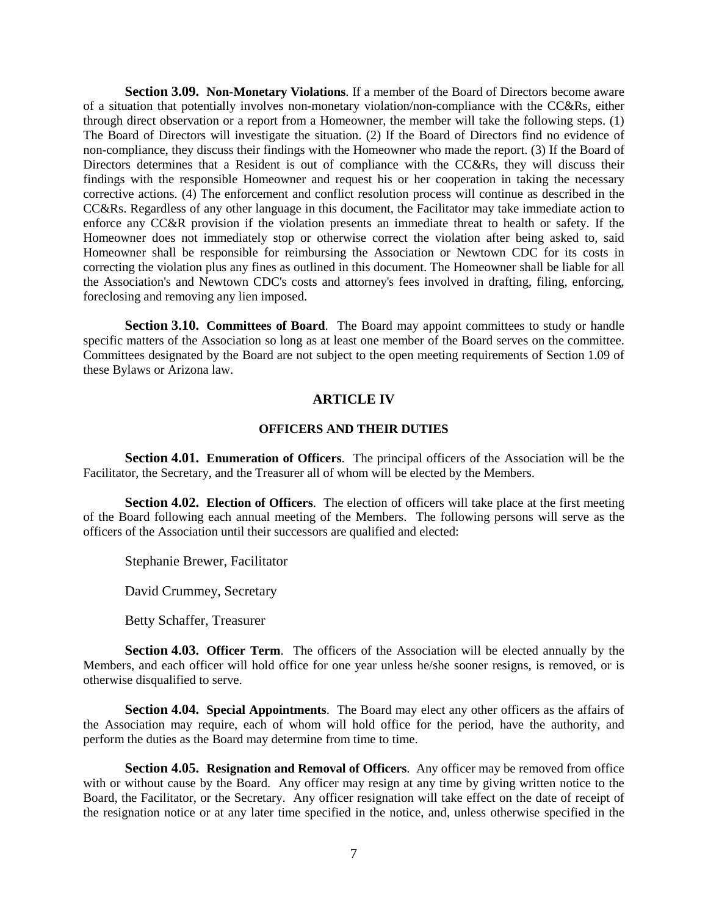**Section 3.09. Non-Monetary Violations**. If a member of the Board of Directors become aware of a situation that potentially involves non-monetary violation/non-compliance with the CC&Rs, either through direct observation or a report from a Homeowner, the member will take the following steps. (1) The Board of Directors will investigate the situation. (2) If the Board of Directors find no evidence of non-compliance, they discuss their findings with the Homeowner who made the report. (3) If the Board of Directors determines that a Resident is out of compliance with the CC&Rs, they will discuss their findings with the responsible Homeowner and request his or her cooperation in taking the necessary corrective actions. (4) The enforcement and conflict resolution process will continue as described in the CC&Rs. Regardless of any other language in this document, the Facilitator may take immediate action to enforce any CC&R provision if the violation presents an immediate threat to health or safety. If the Homeowner does not immediately stop or otherwise correct the violation after being asked to, said Homeowner shall be responsible for reimbursing the Association or Newtown CDC for its costs in correcting the violation plus any fines as outlined in this document. The Homeowner shall be liable for all the Association's and Newtown CDC's costs and attorney's fees involved in drafting, filing, enforcing, foreclosing and removing any lien imposed.

**Section 3.10. Committees of Board**. The Board may appoint committees to study or handle specific matters of the Association so long as at least one member of the Board serves on the committee. Committees designated by the Board are not subject to the open meeting requirements of Section 1.09 of these Bylaws or Arizona law.

## ARTICLE IV

### OFFICERS AND THEIR DUTIES

**Section 4.01. Enumeration of Officers**. The principal officers of the Association will be the Facilitator, the Secretary, and the Treasurer all of whom will be elected by the Members.

**Section 4.02. Election of Officers**. The election of officers will take place at the first meeting of the Board following each annual meeting of the Members. The following persons will serve as the officers of the Association until their successors are qualified and elected:

Stephanie Brewer, Facilitator

David Crummey, Secretary

Betty Schaffer, Treasurer

**Section 4.03. Officer Term**. The officers of the Association will be elected annually by the Members, and each officer will hold office for one year unless he/she sooner resigns, is removed, or is otherwise disqualified to serve.

**Section 4.04. Special Appointments**. The Board may elect any other officers as the affairs of the Association may require, each of whom will hold office for the period, have the authority, and perform the duties as the Board may determine from time to time.

**Section 4.05. Resignation and Removal of Officers**. Any officer may be removed from office with or without cause by the Board. Any officer may resign at any time by giving written notice to the Board, the Facilitator, or the Secretary. Any officer resignation will take effect on the date of receipt of the resignation notice or at any later time specified in the notice, and, unless otherwise specified in the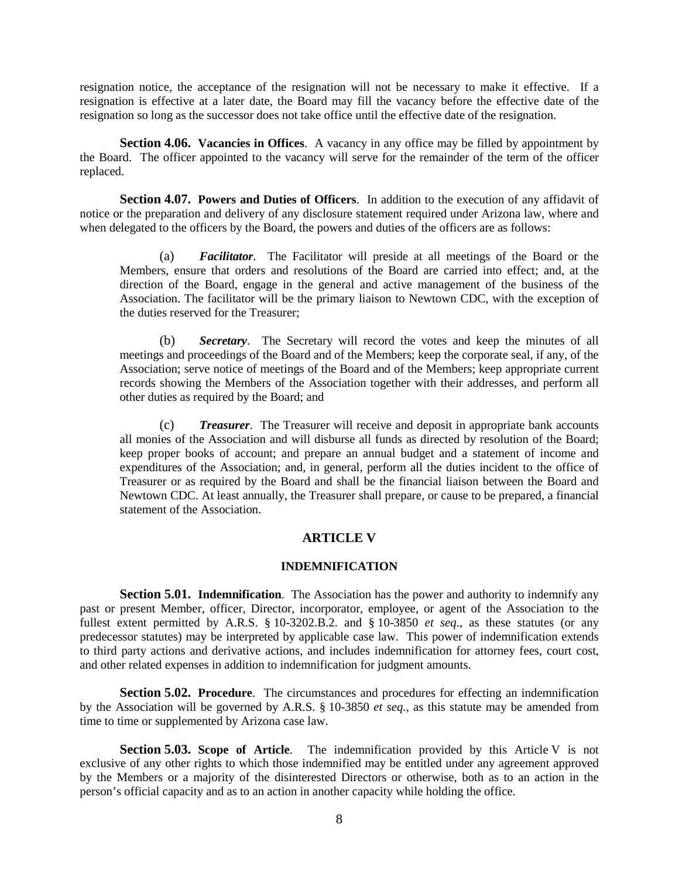resignation notice, the acceptance of the resignation will not be necessary to make it effective. If a resignation is effective at a later date, the Board may fill the vacancy before the effective date of the resignation so long as the successor does not take office until the effective date of the resignation.

**Section 4.06. Vacancies in Offices**. A vacancy in any office may be filled by appointment by the Board. The officer appointed to the vacancy will serve for the remainder of the term of the officer replaced.

**Section 4.07. Powers and Duties of Officers**. In addition to the execution of any affidavit of notice or the preparation and delivery of any disclosure statement required under Arizona law, where and when delegated to the officers by the Board, the powers and duties of the officers are as follows:

(a) ***Facilitator***. The Facilitator will preside at all meetings of the Board or the Members, ensure that orders and resolutions of the Board are carried into effect; and, at the direction of the Board, engage in the general and active management of the business of the Association. The facilitator will be the primary liaison to Newtown CDC, with the exception of the duties reserved for the Treasurer;

(b) ***Secretary***. The Secretary will record the votes and keep the minutes of all meetings and proceedings of the Board and of the Members; keep the corporate seal, if any, of the Association; serve notice of meetings of the Board and of the Members; keep appropriate current records showing the Members of the Association together with their addresses, and perform all other duties as required by the Board; and

(c) ***Treasurer***. The Treasurer will receive and deposit in appropriate bank accounts all monies of the Association and will disburse all funds as directed by resolution of the Board; keep proper books of account; and prepare an annual budget and a statement of income and expenditures of the Association; and, in general, perform all the duties incident to the office of Treasurer or as required by the Board and shall be the financial liaison between the Board and Newtown CDC. At least annually, the Treasurer shall prepare, or cause to be prepared, a financial statement of the Association.

## ARTICLE V

## INDEMNIFICATION

**Section 5.01. Indemnification**. The Association has the power and authority to indemnify any past or present Member, officer, Director, incorporator, employee, or agent of the Association to the fullest extent permitted by A.R.S. § 10-3202.B.2. and § 10-3850 *et seq*., as these statutes (or any predecessor statutes) may be interpreted by applicable case law. This power of indemnification extends to third party actions and derivative actions, and includes indemnification for attorney fees, court cost, and other related expenses in addition to indemnification for judgment amounts.

**Section 5.02. Procedure**. The circumstances and procedures for effecting an indemnification by the Association will be governed by A.R.S. § 10-3850 *et seq.*, as this statute may be amended from time to time or supplemented by Arizona case law.

**Section 5.03. Scope of Article**. The indemnification provided by this Article V is not exclusive of any other rights to which those indemnified may be entitled under any agreement approved by the Members or a majority of the disinterested Directors or otherwise, both as to an action in the person's official capacity and as to an action in another capacity while holding the office.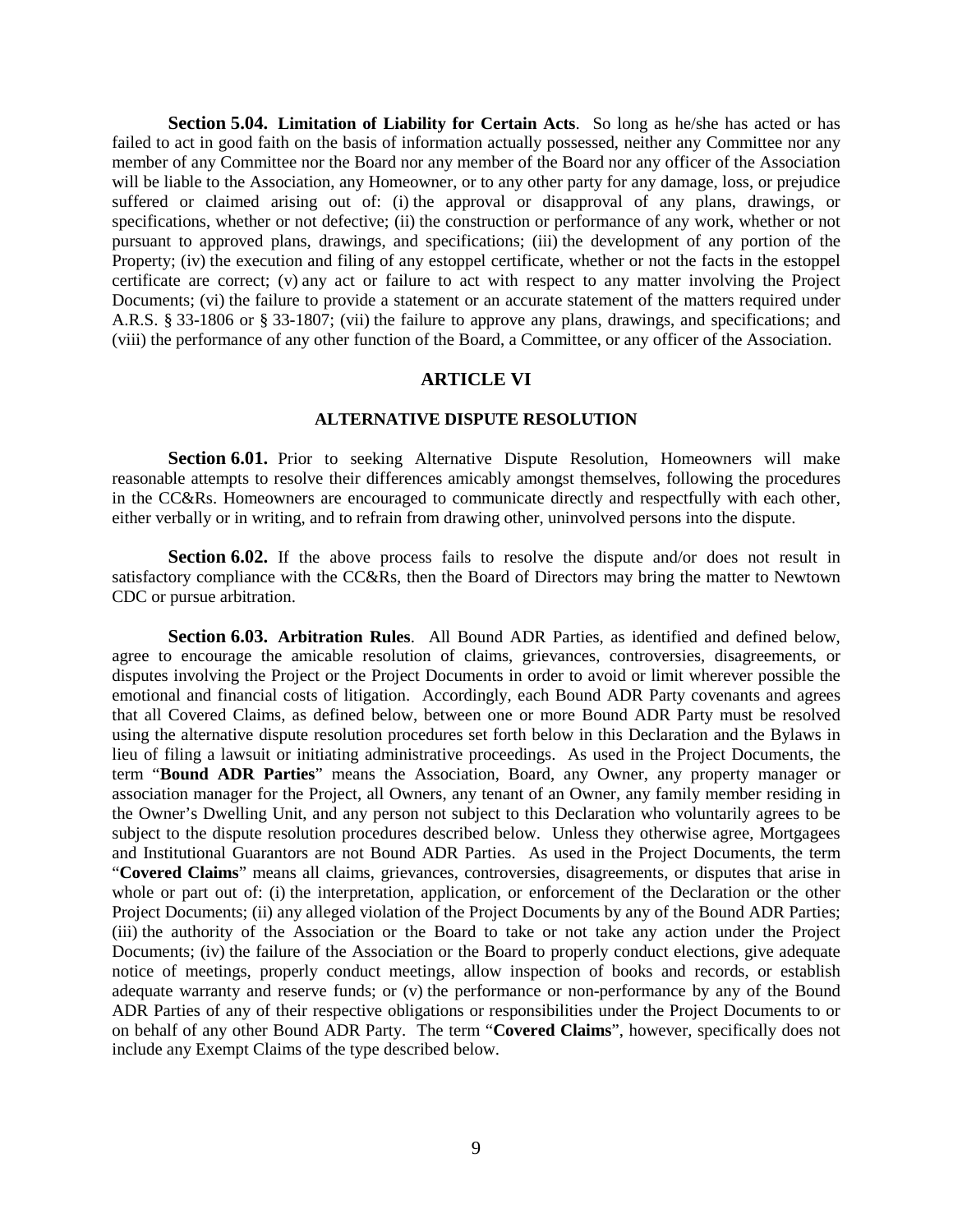**Section 5.04. Limitation of Liability for Certain Acts**. So long as he/she has acted or has failed to act in good faith on the basis of information actually possessed, neither any Committee nor any member of any Committee nor the Board nor any member of the Board nor any officer of the Association will be liable to the Association, any Homeowner, or to any other party for any damage, loss, or prejudice suffered or claimed arising out of: (i) the approval or disapproval of any plans, drawings, or specifications, whether or not defective; (ii) the construction or performance of any work, whether or not pursuant to approved plans, drawings, and specifications; (iii) the development of any portion of the Property; (iv) the execution and filing of any estoppel certificate, whether or not the facts in the estoppel certificate are correct; (v) any act or failure to act with respect to any matter involving the Project Documents; (vi) the failure to provide a statement or an accurate statement of the matters required under A.R.S. § 33-1806 or § 33-1807; (vii) the failure to approve any plans, drawings, and specifications; and (viii) the performance of any other function of the Board, a Committee, or any officer of the Association.

## ARTICLE VI

### ALTERNATIVE DISPUTE RESOLUTION

**Section 6.01.** Prior to seeking Alternative Dispute Resolution, Homeowners will make reasonable attempts to resolve their differences amicably amongst themselves, following the procedures in the CC&Rs. Homeowners are encouraged to communicate directly and respectfully with each other, either verbally or in writing, and to refrain from drawing other, uninvolved persons into the dispute.

**Section 6.02.** If the above process fails to resolve the dispute and/or does not result in satisfactory compliance with the CC&Rs, then the Board of Directors may bring the matter to Newtown CDC or pursue arbitration.

**Section 6.03. Arbitration Rules**. All Bound ADR Parties, as identified and defined below, agree to encourage the amicable resolution of claims, grievances, controversies, disagreements, or disputes involving the Project or the Project Documents in order to avoid or limit wherever possible the emotional and financial costs of litigation. Accordingly, each Bound ADR Party covenants and agrees that all Covered Claims, as defined below, between one or more Bound ADR Party must be resolved using the alternative dispute resolution procedures set forth below in this Declaration and the Bylaws in lieu of filing a lawsuit or initiating administrative proceedings. As used in the Project Documents, the term "**Bound ADR Parties**" means the Association, Board, any Owner, any property manager or association manager for the Project, all Owners, any tenant of an Owner, any family member residing in the Owner's Dwelling Unit, and any person not subject to this Declaration who voluntarily agrees to be subject to the dispute resolution procedures described below. Unless they otherwise agree, Mortgagees and Institutional Guarantors are not Bound ADR Parties. As used in the Project Documents, the term "**Covered Claims**" means all claims, grievances, controversies, disagreements, or disputes that arise in whole or part out of: (i) the interpretation, application, or enforcement of the Declaration or the other Project Documents; (ii) any alleged violation of the Project Documents by any of the Bound ADR Parties; (iii) the authority of the Association or the Board to take or not take any action under the Project Documents; (iv) the failure of the Association or the Board to properly conduct elections, give adequate notice of meetings, properly conduct meetings, allow inspection of books and records, or establish adequate warranty and reserve funds; or (v) the performance or non-performance by any of the Bound ADR Parties of any of their respective obligations or responsibilities under the Project Documents to or on behalf of any other Bound ADR Party. The term "**Covered Claims**", however, specifically does not include any Exempt Claims of the type described below.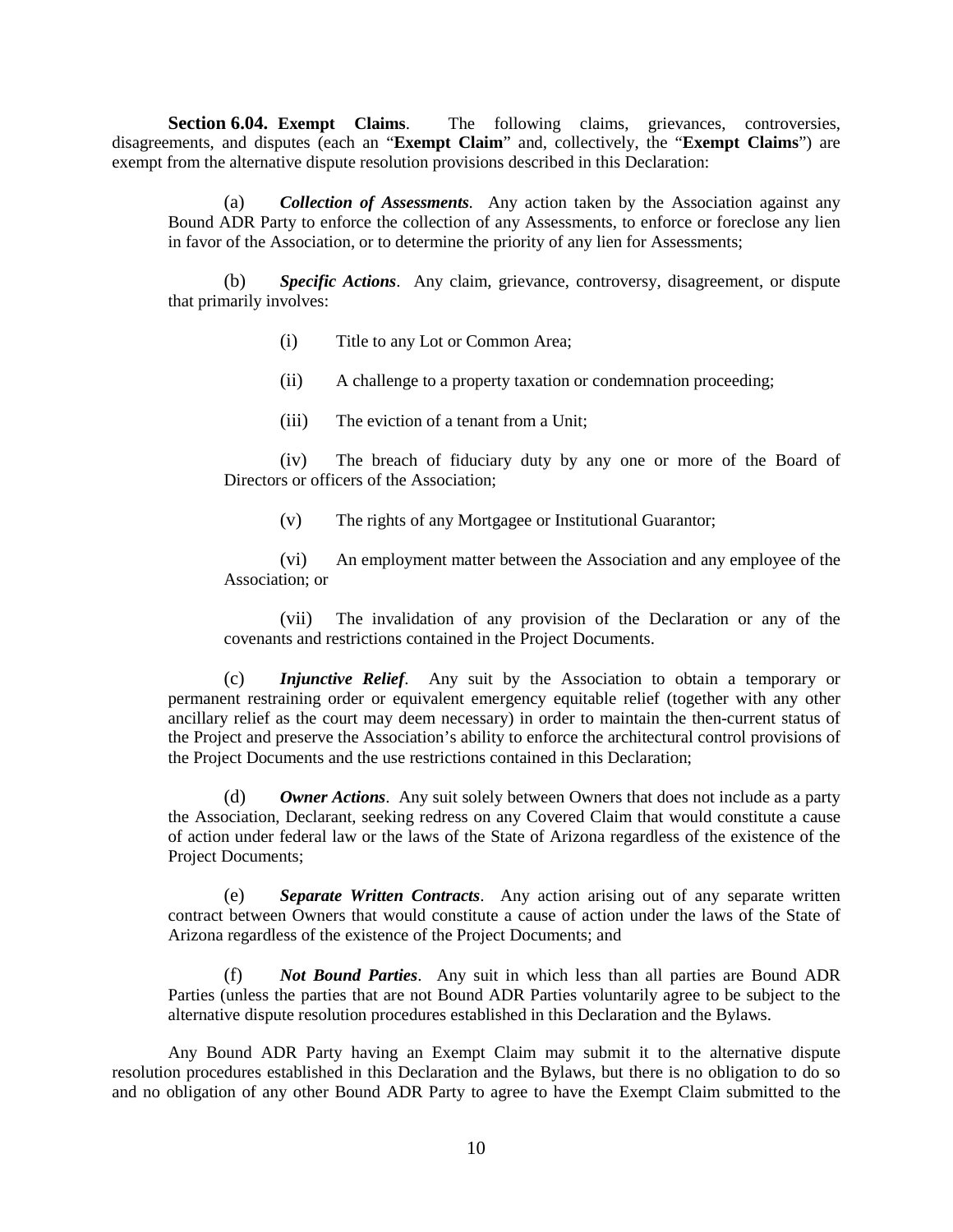**Section 6.04. Exempt Claims**. The following claims, grievances, controversies, disagreements, and disputes (each an "**Exempt Claim**" and, collectively, the "**Exempt Claims**") are exempt from the alternative dispute resolution provisions described in this Declaration:

(a) ***Collection of Assessments***. Any action taken by the Association against any Bound ADR Party to enforce the collection of any Assessments, to enforce or foreclose any lien in favor of the Association, or to determine the priority of any lien for Assessments;

(b) ***Specific Actions***. Any claim, grievance, controversy, disagreement, or dispute that primarily involves:

(i) Title to any Lot or Common Area;

(ii) A challenge to a property taxation or condemnation proceeding;

(iii) The eviction of a tenant from a Unit;

(iv) The breach of fiduciary duty by any one or more of the Board of Directors or officers of the Association;

(v) The rights of any Mortgagee or Institutional Guarantor;

(vi) An employment matter between the Association and any employee of the Association; or

(vii) The invalidation of any provision of the Declaration or any of the covenants and restrictions contained in the Project Documents.

(c) ***Injunctive Relief***. Any suit by the Association to obtain a temporary or permanent restraining order or equivalent emergency equitable relief (together with any other ancillary relief as the court may deem necessary) in order to maintain the then-current status of the Project and preserve the Association's ability to enforce the architectural control provisions of the Project Documents and the use restrictions contained in this Declaration;

(d) ***Owner Actions***. Any suit solely between Owners that does not include as a party the Association, Declarant, seeking redress on any Covered Claim that would constitute a cause of action under federal law or the laws of the State of Arizona regardless of the existence of the Project Documents;

(e) ***Separate Written Contracts***. Any action arising out of any separate written contract between Owners that would constitute a cause of action under the laws of the State of Arizona regardless of the existence of the Project Documents; and

(f) ***Not Bound Parties***. Any suit in which less than all parties are Bound ADR Parties (unless the parties that are not Bound ADR Parties voluntarily agree to be subject to the alternative dispute resolution procedures established in this Declaration and the Bylaws.

Any Bound ADR Party having an Exempt Claim may submit it to the alternative dispute resolution procedures established in this Declaration and the Bylaws, but there is no obligation to do so and no obligation of any other Bound ADR Party to agree to have the Exempt Claim submitted to the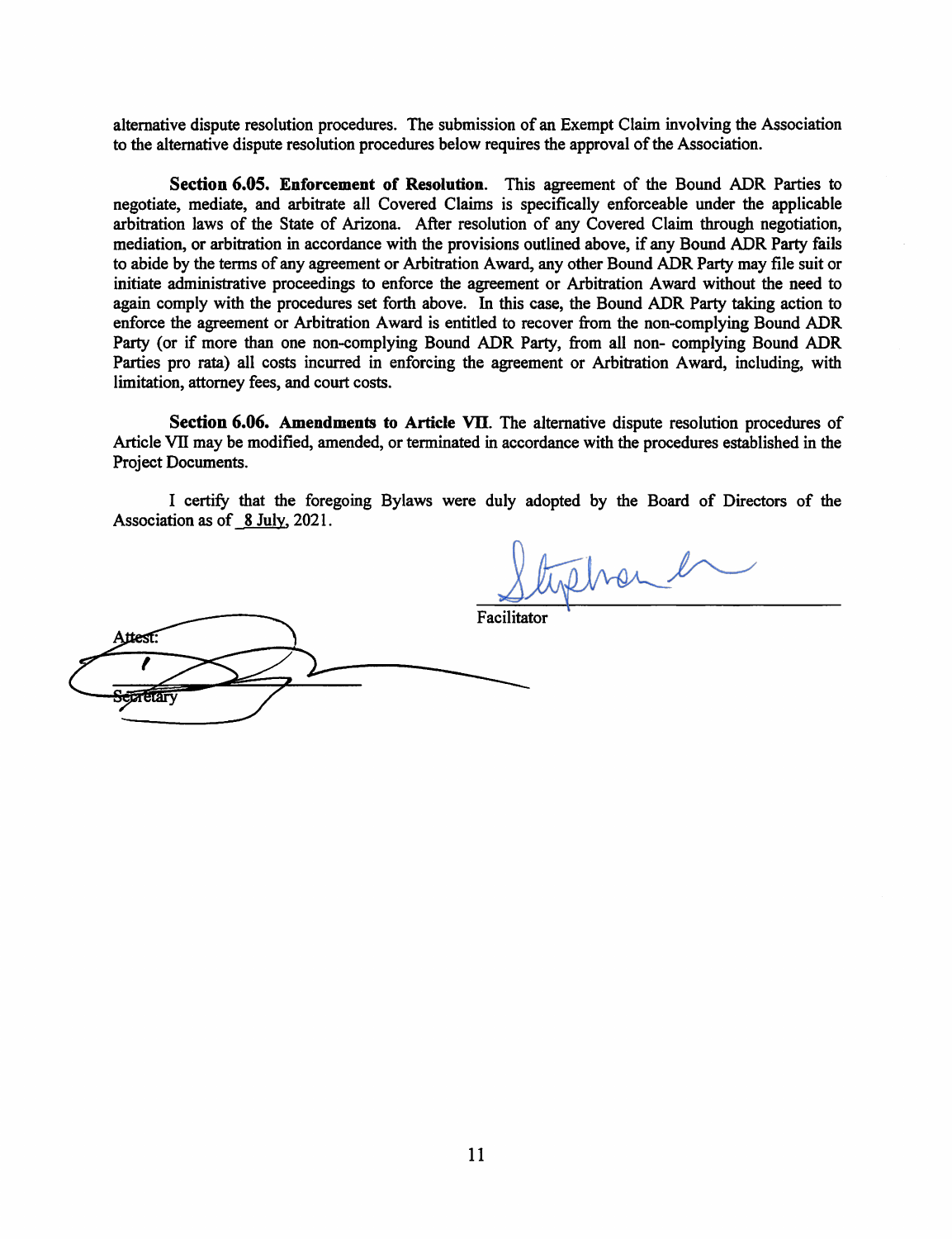alternative dispute resolution procedures. The submission of an Exempt Claim involving the Association to the alternative dispute resolution procedures below requires the approval of the Association.

**Section 6.05. Enforcement of Resolution.** This agreement of the Bound ADR Parties to negotiate, mediate, and arbitrate all Covered Claims is specifically enforceable under the applicable arbitration laws of the State of Arizona. After resolution of any Covered Claim through negotiation, mediation, or arbitration in accordance with the provisions outlined above, if any Bound ADR Party fails to abide by the terms of any agreement or Arbitration Award, any other Bound ADR Party may file suit or initiate administrative proceedings to enforce the agreement or Arbitration Award without the need to again comply with the procedures set forth above. In this case, the Bound ADR Party taking action to enforce the agreement or Arbitration Award is entitled to recover from the non-complying Bound ADR Party (or if more than one non-complying Bound ADR Party, from all non- complying Bound ADR Parties pro rata) all costs incurred in enforcing the agreement or Arbitration Award, including, with limitation, attorney fees, and court costs.

**Section 6.06. Amendments to Article VII.** The alternative dispute resolution procedures of Article VII may be modified, amended, or terminated in accordance with the procedures established in the Project Documents.

I certify that the foregoing Bylaws were duly adopted by the Board of Directors of the Association as of 8 July, 2021.

Facilitator

Attest:

Secretary